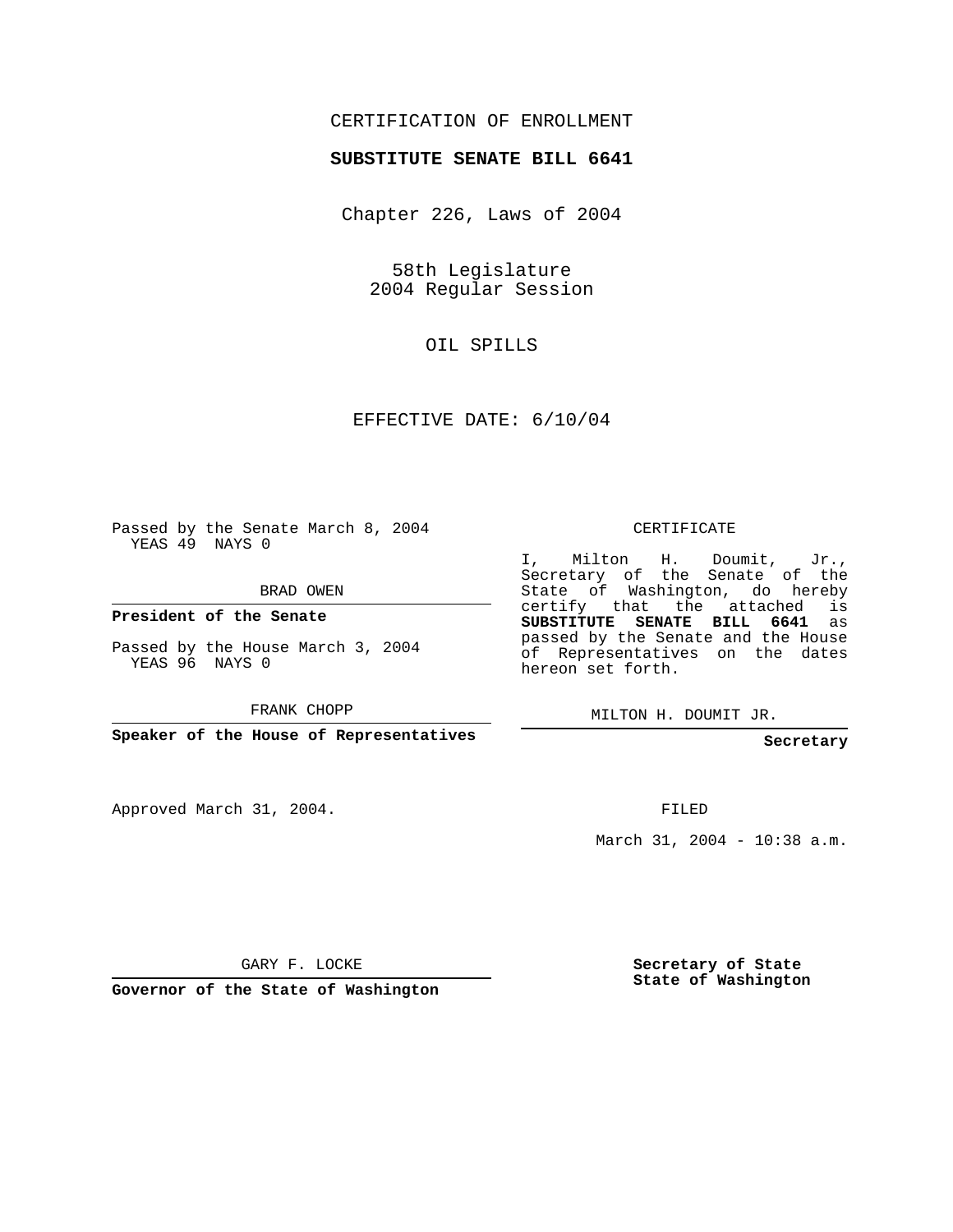CERTIFICATION OF ENROLLMENT

**SUBSTITUTE SENATE BILL 6641**

Chapter 226, Laws of 2004

58th Legislature
2004 Regular Session

OIL SPILLS

EFFECTIVE DATE: 6/10/04

Passed by the Senate March 8, 2004
YEAS 49 NAYS 0

BRAD OWEN

**President of the Senate**

Passed by the House March 3, 2004
YEAS 96 NAYS 0

FRANK CHOPP

**Speaker of the House of Representatives**

CERTIFICATE

I, Milton H. Doumit, Jr., Secretary of the Senate of the State of Washington, do hereby certify that the attached is **SUBSTITUTE SENATE BILL 6641** as passed by the Senate and the House of Representatives on the dates hereon set forth.

MILTON H. DOUMIT JR.

**Secretary**

Approved March 31, 2004.

FILED

March 31, 2004 - 10:38 a.m.

GARY F. LOCKE

**Governor of the State of Washington**

**Secretary of State**
**State of Washington**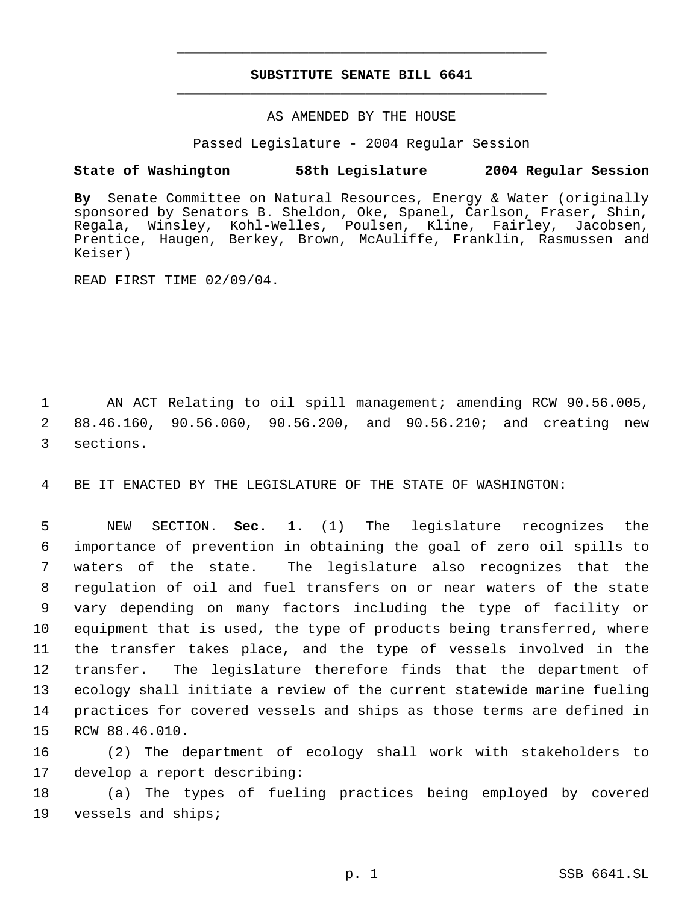# SUBSTITUTE SENATE BILL 6641

AS AMENDED BY THE HOUSE

Passed Legislature - 2004 Regular Session

**State of Washington 58th Legislature 2004 Regular Session**

**By** Senate Committee on Natural Resources, Energy & Water (originally sponsored by Senators B. Sheldon, Oke, Spanel, Carlson, Fraser, Shin, Regala, Winsley, Kohl-Welles, Poulsen, Kline, Fairley, Jacobsen, Prentice, Haugen, Berkey, Brown, McAuliffe, Franklin, Rasmussen and Keiser)

READ FIRST TIME 02/09/04.

AN ACT Relating to oil spill management; amending RCW 90.56.005, 88.46.160, 90.56.060, 90.56.200, and 90.56.210; and creating new sections.

BE IT ENACTED BY THE LEGISLATURE OF THE STATE OF WASHINGTON:

NEW SECTION. **Sec. 1.** (1) The legislature recognizes the importance of prevention in obtaining the goal of zero oil spills to waters of the state. The legislature also recognizes that the regulation of oil and fuel transfers on or near waters of the state vary depending on many factors including the type of facility or equipment that is used, the type of products being transferred, where the transfer takes place, and the type of vessels involved in the transfer. The legislature therefore finds that the department of ecology shall initiate a review of the current statewide marine fueling practices for covered vessels and ships as those terms are defined in RCW 88.46.010.

(2) The department of ecology shall work with stakeholders to develop a report describing:

(a) The types of fueling practices being employed by covered vessels and ships;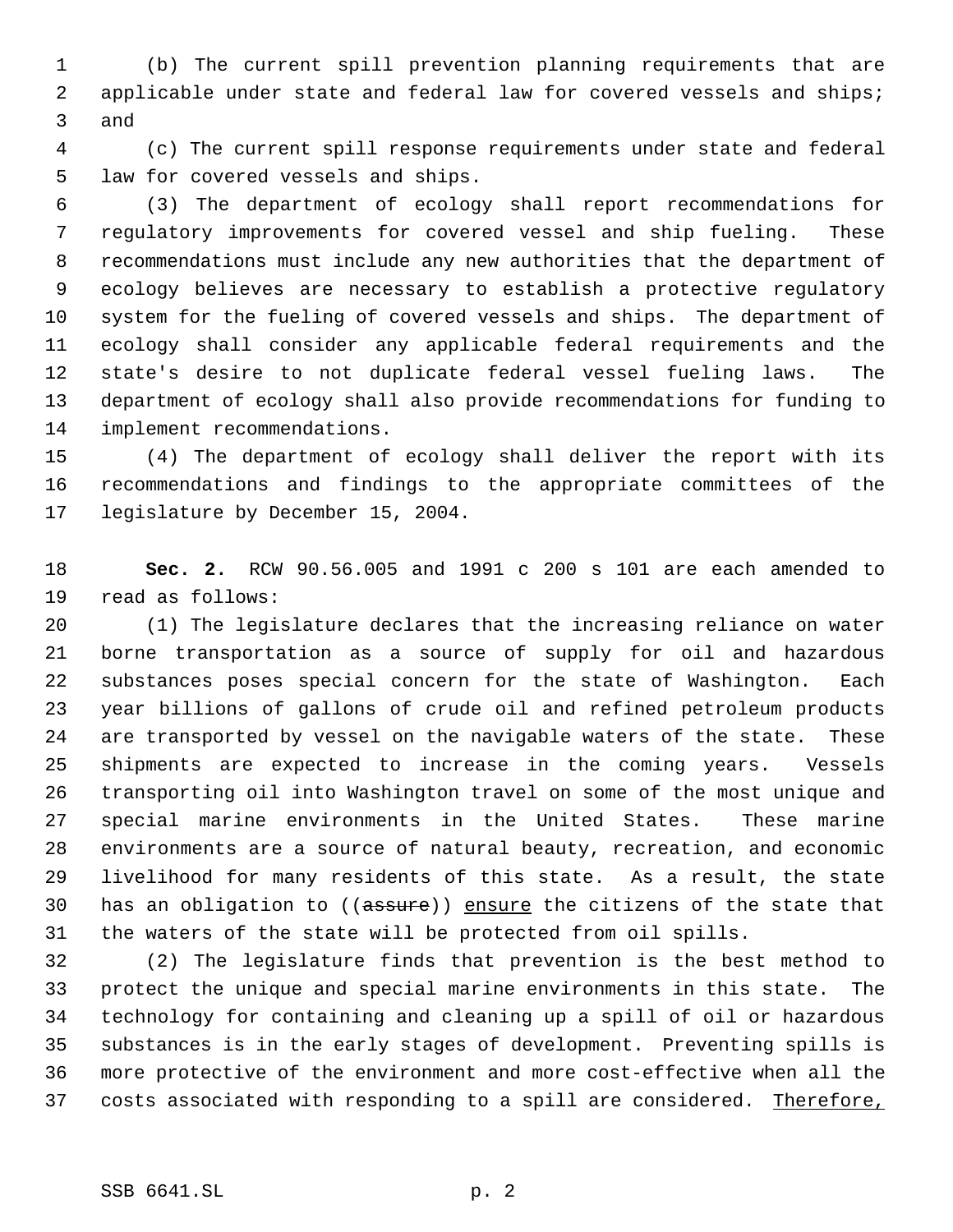(b) The current spill prevention planning requirements that are applicable under state and federal law for covered vessels and ships; and

(c) The current spill response requirements under state and federal law for covered vessels and ships.

(3) The department of ecology shall report recommendations for regulatory improvements for covered vessel and ship fueling. These recommendations must include any new authorities that the department of ecology believes are necessary to establish a protective regulatory system for the fueling of covered vessels and ships. The department of ecology shall consider any applicable federal requirements and the state's desire to not duplicate federal vessel fueling laws. The department of ecology shall also provide recommendations for funding to implement recommendations.

(4) The department of ecology shall deliver the report with its recommendations and findings to the appropriate committees of the legislature by December 15, 2004.

**Sec. 2.** RCW 90.56.005 and 1991 c 200 s 101 are each amended to read as follows:

(1) The legislature declares that the increasing reliance on water borne transportation as a source of supply for oil and hazardous substances poses special concern for the state of Washington. Each year billions of gallons of crude oil and refined petroleum products are transported by vessel on the navigable waters of the state. These shipments are expected to increase in the coming years. Vessels transporting oil into Washington travel on some of the most unique and special marine environments in the United States. These marine environments are a source of natural beauty, recreation, and economic livelihood for many residents of this state. As a result, the state has an obligation to ((~~assure~~)) <u>ensure</u> the citizens of the state that the waters of the state will be protected from oil spills.

(2) The legislature finds that prevention is the best method to protect the unique and special marine environments in this state. The technology for containing and cleaning up a spill of oil or hazardous substances is in the early stages of development. Preventing spills is more protective of the environment and more cost-effective when all the costs associated with responding to a spill are considered. <u>Therefore,</u>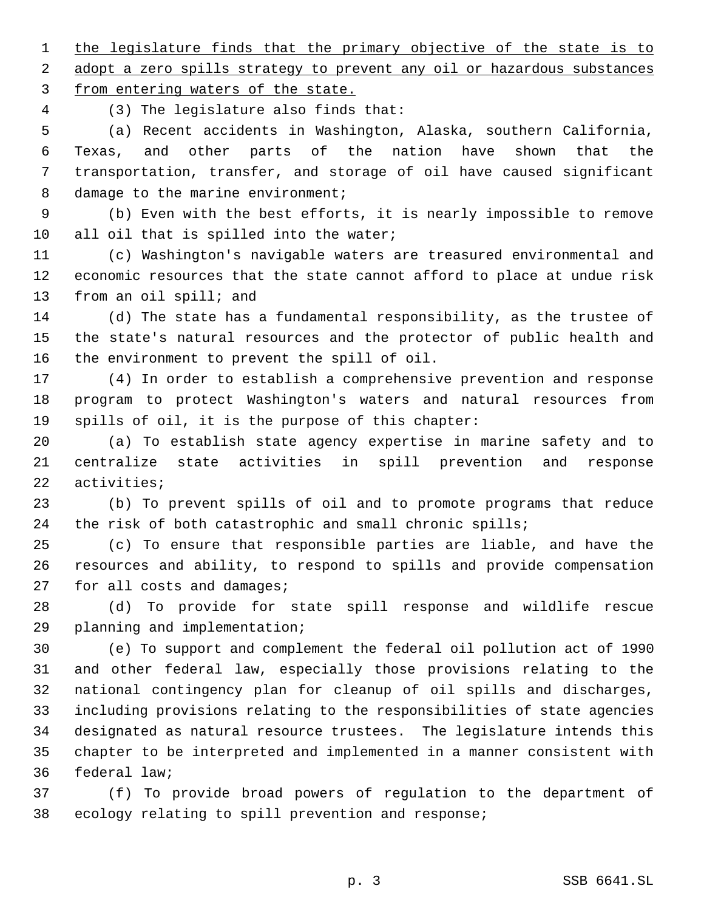the legislature finds that the primary objective of the state is to adopt a zero spills strategy to prevent any oil or hazardous substances from entering waters of the state.

(3) The legislature also finds that:

(a) Recent accidents in Washington, Alaska, southern California, Texas, and other parts of the nation have shown that the transportation, transfer, and storage of oil have caused significant damage to the marine environment;

(b) Even with the best efforts, it is nearly impossible to remove all oil that is spilled into the water;

(c) Washington's navigable waters are treasured environmental and economic resources that the state cannot afford to place at undue risk from an oil spill; and

(d) The state has a fundamental responsibility, as the trustee of the state's natural resources and the protector of public health and the environment to prevent the spill of oil.

(4) In order to establish a comprehensive prevention and response program to protect Washington's waters and natural resources from spills of oil, it is the purpose of this chapter:

(a) To establish state agency expertise in marine safety and to centralize state activities in spill prevention and response activities;

(b) To prevent spills of oil and to promote programs that reduce the risk of both catastrophic and small chronic spills;

(c) To ensure that responsible parties are liable, and have the resources and ability, to respond to spills and provide compensation for all costs and damages;

(d) To provide for state spill response and wildlife rescue planning and implementation;

(e) To support and complement the federal oil pollution act of 1990 and other federal law, especially those provisions relating to the national contingency plan for cleanup of oil spills and discharges, including provisions relating to the responsibilities of state agencies designated as natural resource trustees. The legislature intends this chapter to be interpreted and implemented in a manner consistent with federal law;

(f) To provide broad powers of regulation to the department of ecology relating to spill prevention and response;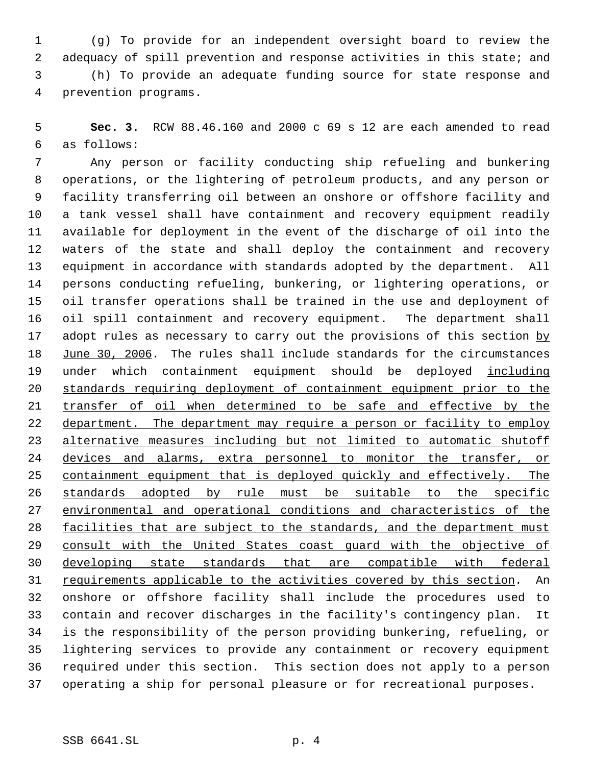(g) To provide for an independent oversight board to review the adequacy of spill prevention and response activities in this state; and

(h) To provide an adequate funding source for state response and prevention programs.

**Sec. 3.** RCW 88.46.160 and 2000 c 69 s 12 are each amended to read as follows:

Any person or facility conducting ship refueling and bunkering operations, or the lightering of petroleum products, and any person or facility transferring oil between an onshore or offshore facility and a tank vessel shall have containment and recovery equipment readily available for deployment in the event of the discharge of oil into the waters of the state and shall deploy the containment and recovery equipment in accordance with standards adopted by the department. All persons conducting refueling, bunkering, or lightering operations, or oil transfer operations shall be trained in the use and deployment of oil spill containment and recovery equipment. The department shall adopt rules as necessary to carry out the provisions of this section <u>by June 30, 2006</u>. The rules shall include standards for the circumstances under which containment equipment should be deployed <u>including standards requiring deployment of containment equipment prior to the transfer of oil when determined to be safe and effective by the department. The department may require a person or facility to employ alternative measures including but not limited to automatic shutoff devices and alarms, extra personnel to monitor the transfer, or containment equipment that is deployed quickly and effectively. The standards adopted by rule must be suitable to the specific environmental and operational conditions and characteristics of the facilities that are subject to the standards, and the department must consult with the United States coast guard with the objective of developing state standards that are compatible with federal requirements applicable to the activities covered by this section</u>. An onshore or offshore facility shall include the procedures used to contain and recover discharges in the facility's contingency plan. It is the responsibility of the person providing bunkering, refueling, or lightering services to provide any containment or recovery equipment required under this section. This section does not apply to a person operating a ship for personal pleasure or for recreational purposes.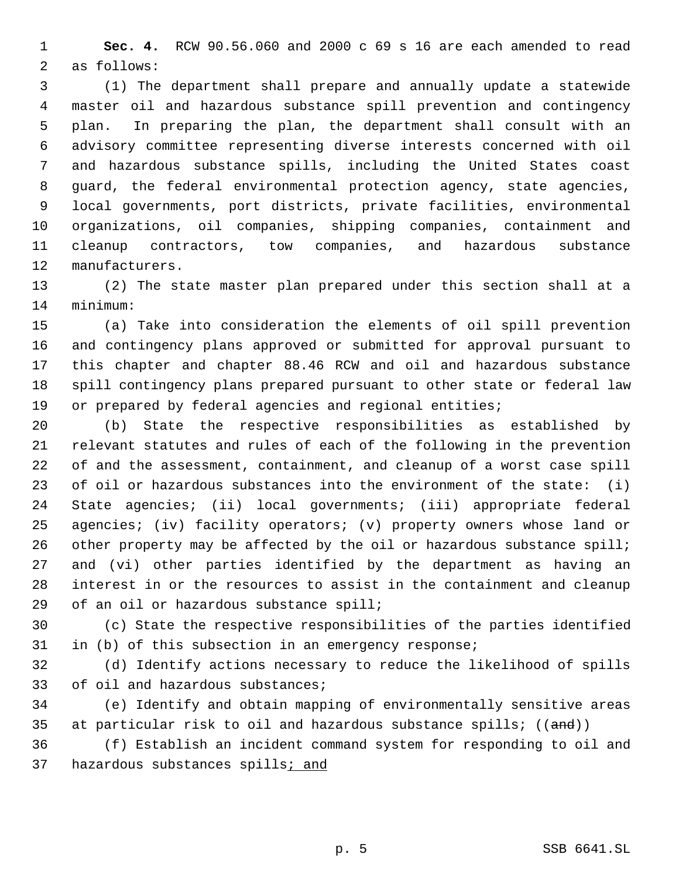**Sec. 4.** RCW 90.56.060 and 2000 c 69 s 16 are each amended to read as follows:

(1) The department shall prepare and annually update a statewide master oil and hazardous substance spill prevention and contingency plan. In preparing the plan, the department shall consult with an advisory committee representing diverse interests concerned with oil and hazardous substance spills, including the United States coast guard, the federal environmental protection agency, state agencies, local governments, port districts, private facilities, environmental organizations, oil companies, shipping companies, containment and cleanup contractors, tow companies, and hazardous substance manufacturers.

(2) The state master plan prepared under this section shall at a minimum:

(a) Take into consideration the elements of oil spill prevention and contingency plans approved or submitted for approval pursuant to this chapter and chapter 88.46 RCW and oil and hazardous substance spill contingency plans prepared pursuant to other state or federal law or prepared by federal agencies and regional entities;

(b) State the respective responsibilities as established by relevant statutes and rules of each of the following in the prevention of and the assessment, containment, and cleanup of a worst case spill of oil or hazardous substances into the environment of the state: (i) State agencies; (ii) local governments; (iii) appropriate federal agencies; (iv) facility operators; (v) property owners whose land or other property may be affected by the oil or hazardous substance spill; and (vi) other parties identified by the department as having an interest in or the resources to assist in the containment and cleanup of an oil or hazardous substance spill;

(c) State the respective responsibilities of the parties identified in (b) of this subsection in an emergency response;

(d) Identify actions necessary to reduce the likelihood of spills of oil and hazardous substances;

(e) Identify and obtain mapping of environmentally sensitive areas at particular risk to oil and hazardous substance spills; ((~~and~~))

(f) Establish an incident command system for responding to oil and hazardous substances spills<u>; and</u>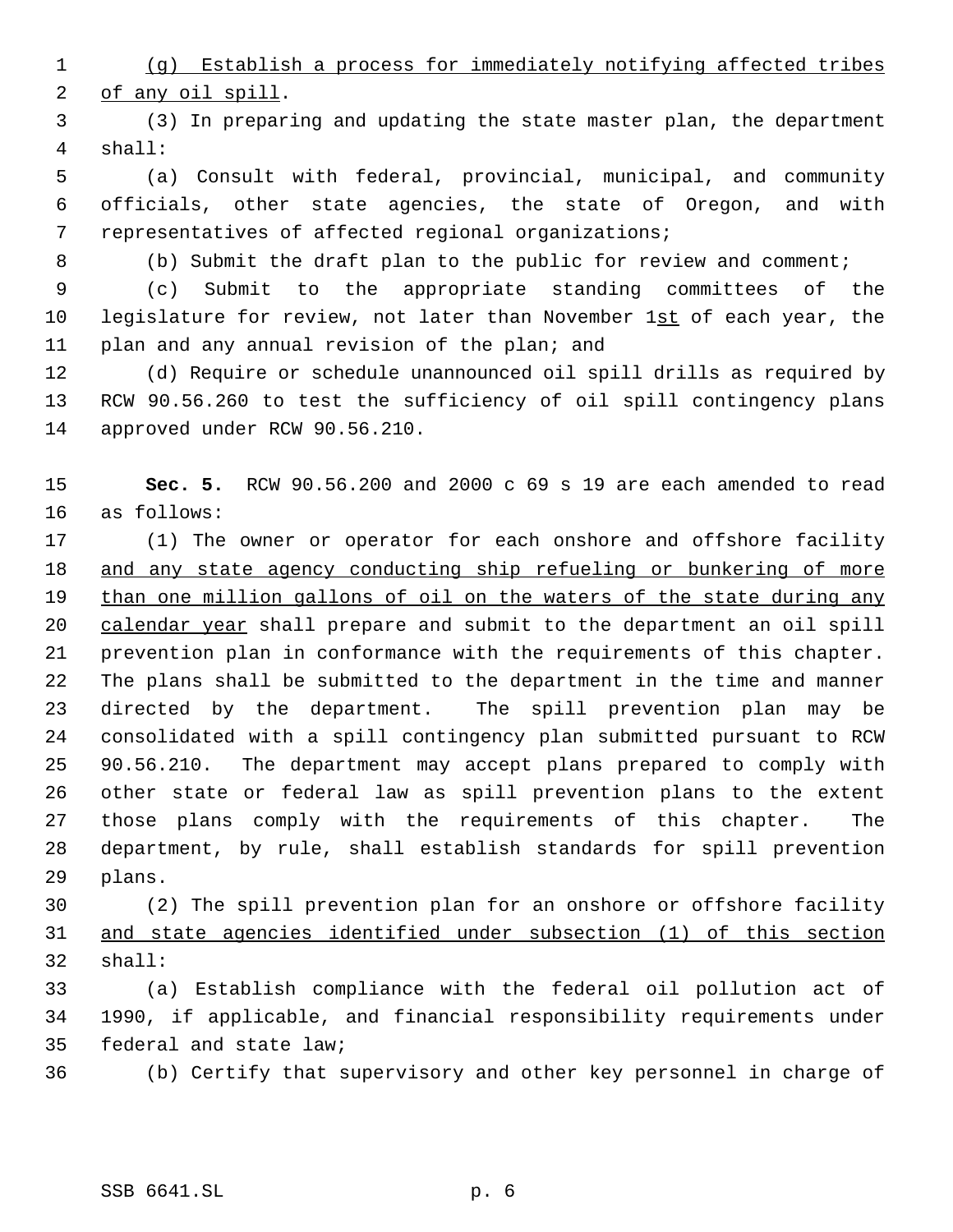(g) Establish a process for immediately notifying affected tribes of any oil spill.

(3) In preparing and updating the state master plan, the department shall:

(a) Consult with federal, provincial, municipal, and community officials, other state agencies, the state of Oregon, and with representatives of affected regional organizations;

(b) Submit the draft plan to the public for review and comment;

(c) Submit to the appropriate standing committees of the legislature for review, not later than November 1st of each year, the plan and any annual revision of the plan; and

(d) Require or schedule unannounced oil spill drills as required by RCW 90.56.260 to test the sufficiency of oil spill contingency plans approved under RCW 90.56.210.

**Sec. 5.** RCW 90.56.200 and 2000 c 69 s 19 are each amended to read as follows:

(1) The owner or operator for each onshore and offshore facility and any state agency conducting ship refueling or bunkering of more than one million gallons of oil on the waters of the state during any calendar year shall prepare and submit to the department an oil spill prevention plan in conformance with the requirements of this chapter. The plans shall be submitted to the department in the time and manner directed by the department. The spill prevention plan may be consolidated with a spill contingency plan submitted pursuant to RCW 90.56.210. The department may accept plans prepared to comply with other state or federal law as spill prevention plans to the extent those plans comply with the requirements of this chapter. The department, by rule, shall establish standards for spill prevention plans.

(2) The spill prevention plan for an onshore or offshore facility and state agencies identified under subsection (1) of this section shall:

(a) Establish compliance with the federal oil pollution act of 1990, if applicable, and financial responsibility requirements under federal and state law;

(b) Certify that supervisory and other key personnel in charge of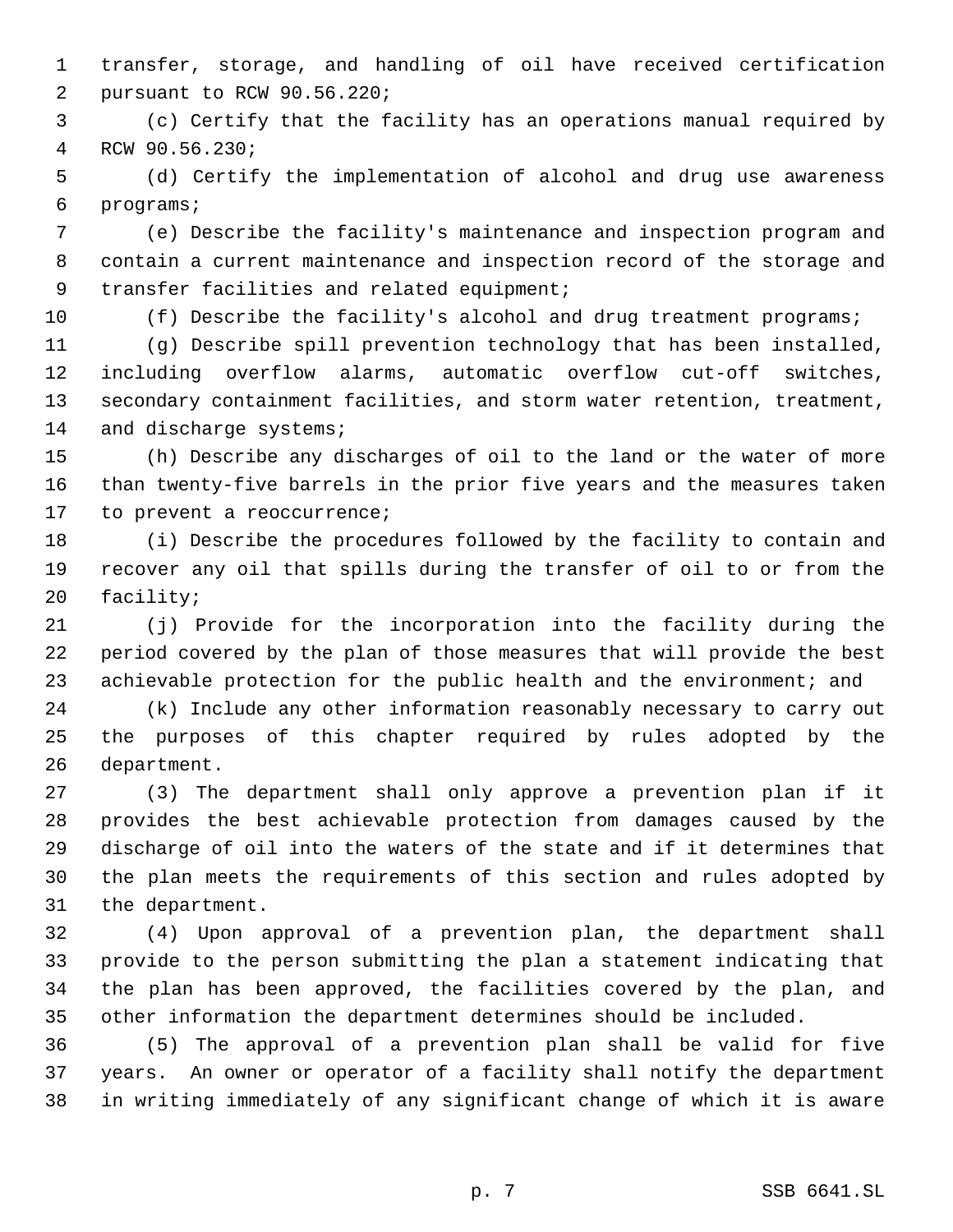transfer, storage, and handling of oil have received certification pursuant to RCW 90.56.220;

(c) Certify that the facility has an operations manual required by RCW 90.56.230;

(d) Certify the implementation of alcohol and drug use awareness programs;

(e) Describe the facility's maintenance and inspection program and contain a current maintenance and inspection record of the storage and transfer facilities and related equipment;

(f) Describe the facility's alcohol and drug treatment programs;

(g) Describe spill prevention technology that has been installed, including overflow alarms, automatic overflow cut-off switches, secondary containment facilities, and storm water retention, treatment, and discharge systems;

(h) Describe any discharges of oil to the land or the water of more than twenty-five barrels in the prior five years and the measures taken to prevent a reoccurrence;

(i) Describe the procedures followed by the facility to contain and recover any oil that spills during the transfer of oil to or from the facility;

(j) Provide for the incorporation into the facility during the period covered by the plan of those measures that will provide the best achievable protection for the public health and the environment; and

(k) Include any other information reasonably necessary to carry out the purposes of this chapter required by rules adopted by the department.

(3) The department shall only approve a prevention plan if it provides the best achievable protection from damages caused by the discharge of oil into the waters of the state and if it determines that the plan meets the requirements of this section and rules adopted by the department.

(4) Upon approval of a prevention plan, the department shall provide to the person submitting the plan a statement indicating that the plan has been approved, the facilities covered by the plan, and other information the department determines should be included.

(5) The approval of a prevention plan shall be valid for five years. An owner or operator of a facility shall notify the department in writing immediately of any significant change of which it is aware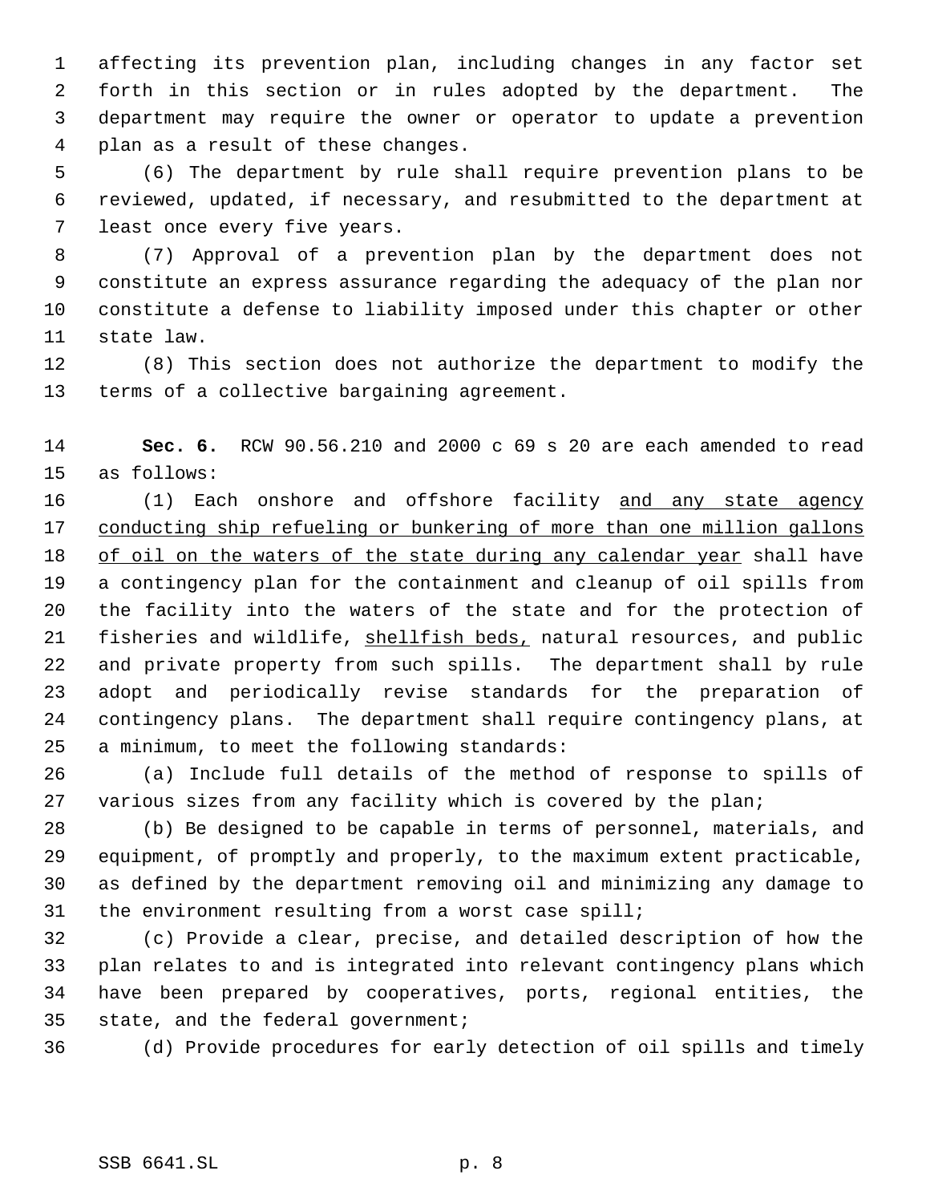affecting its prevention plan, including changes in any factor set forth in this section or in rules adopted by the department. The department may require the owner or operator to update a prevention plan as a result of these changes.

(6) The department by rule shall require prevention plans to be reviewed, updated, if necessary, and resubmitted to the department at least once every five years.

(7) Approval of a prevention plan by the department does not constitute an express assurance regarding the adequacy of the plan nor constitute a defense to liability imposed under this chapter or other state law.

(8) This section does not authorize the department to modify the terms of a collective bargaining agreement.

**Sec. 6.** RCW 90.56.210 and 2000 c 69 s 20 are each amended to read as follows:

(1) Each onshore and offshore facility <u>and any state agency conducting ship refueling or bunkering of more than one million gallons of oil on the waters of the state during any calendar year</u> shall have a contingency plan for the containment and cleanup of oil spills from the facility into the waters of the state and for the protection of fisheries and wildlife, <u>shellfish beds,</u> natural resources, and public and private property from such spills. The department shall by rule adopt and periodically revise standards for the preparation of contingency plans. The department shall require contingency plans, at a minimum, to meet the following standards:

(a) Include full details of the method of response to spills of various sizes from any facility which is covered by the plan;

(b) Be designed to be capable in terms of personnel, materials, and equipment, of promptly and properly, to the maximum extent practicable, as defined by the department removing oil and minimizing any damage to the environment resulting from a worst case spill;

(c) Provide a clear, precise, and detailed description of how the plan relates to and is integrated into relevant contingency plans which have been prepared by cooperatives, ports, regional entities, the state, and the federal government;

(d) Provide procedures for early detection of oil spills and timely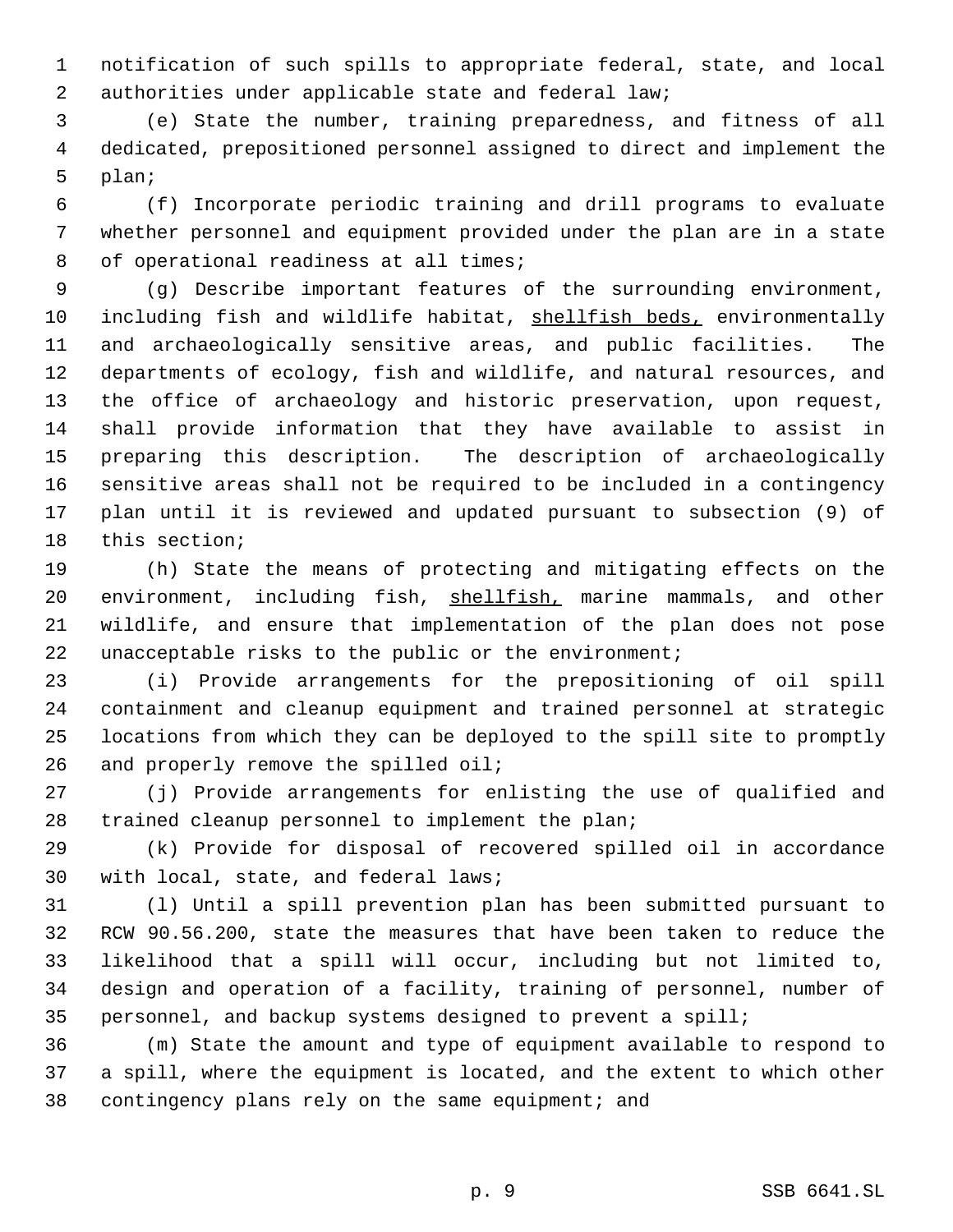notification of such spills to appropriate federal, state, and local authorities under applicable state and federal law;

(e) State the number, training preparedness, and fitness of all dedicated, prepositioned personnel assigned to direct and implement the plan;

(f) Incorporate periodic training and drill programs to evaluate whether personnel and equipment provided under the plan are in a state of operational readiness at all times;

(g) Describe important features of the surrounding environment, including fish and wildlife habitat, <u>shellfish beds,</u> environmentally and archaeologically sensitive areas, and public facilities. The departments of ecology, fish and wildlife, and natural resources, and the office of archaeology and historic preservation, upon request, shall provide information that they have available to assist in preparing this description. The description of archaeologically sensitive areas shall not be required to be included in a contingency plan until it is reviewed and updated pursuant to subsection (9) of this section;

(h) State the means of protecting and mitigating effects on the environment, including fish, <u>shellfish,</u> marine mammals, and other wildlife, and ensure that implementation of the plan does not pose unacceptable risks to the public or the environment;

(i) Provide arrangements for the prepositioning of oil spill containment and cleanup equipment and trained personnel at strategic locations from which they can be deployed to the spill site to promptly and properly remove the spilled oil;

(j) Provide arrangements for enlisting the use of qualified and trained cleanup personnel to implement the plan;

(k) Provide for disposal of recovered spilled oil in accordance with local, state, and federal laws;

(l) Until a spill prevention plan has been submitted pursuant to RCW 90.56.200, state the measures that have been taken to reduce the likelihood that a spill will occur, including but not limited to, design and operation of a facility, training of personnel, number of personnel, and backup systems designed to prevent a spill;

(m) State the amount and type of equipment available to respond to a spill, where the equipment is located, and the extent to which other contingency plans rely on the same equipment; and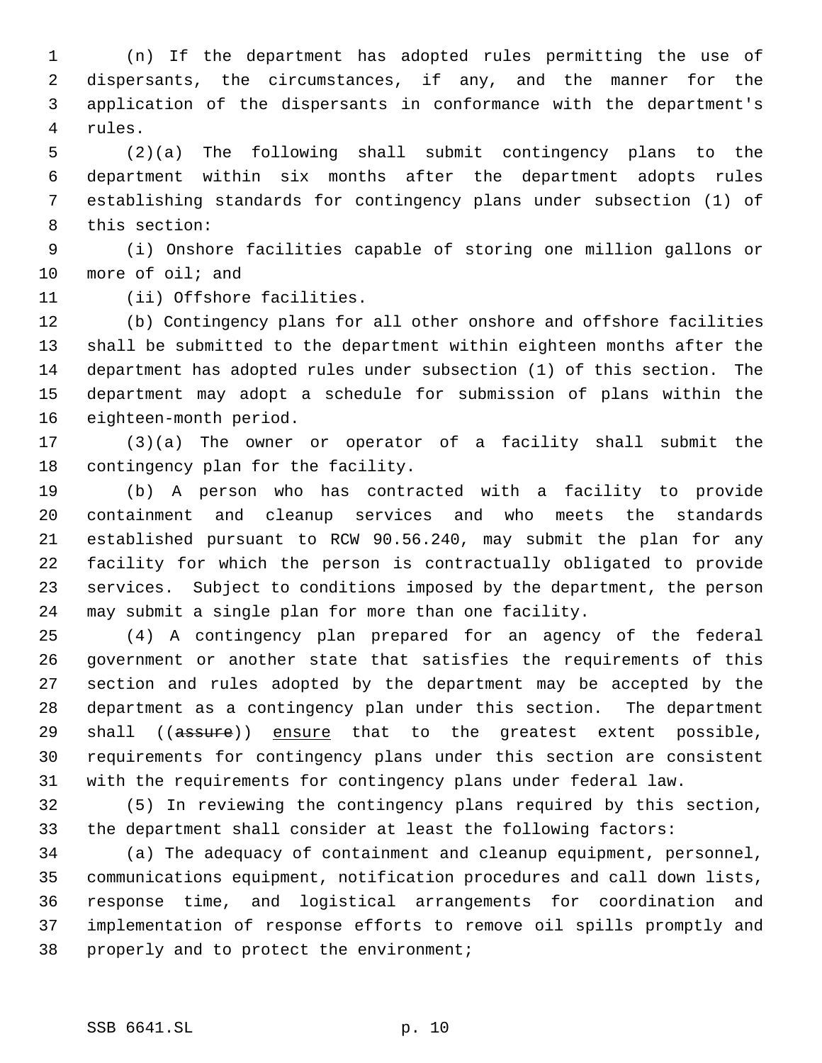(n) If the department has adopted rules permitting the use of dispersants, the circumstances, if any, and the manner for the application of the dispersants in conformance with the department's rules.

(2)(a) The following shall submit contingency plans to the department within six months after the department adopts rules establishing standards for contingency plans under subsection (1) of this section:

(i) Onshore facilities capable of storing one million gallons or more of oil; and

(ii) Offshore facilities.

(b) Contingency plans for all other onshore and offshore facilities shall be submitted to the department within eighteen months after the department has adopted rules under subsection (1) of this section. The department may adopt a schedule for submission of plans within the eighteen-month period.

(3)(a) The owner or operator of a facility shall submit the contingency plan for the facility.

(b) A person who has contracted with a facility to provide containment and cleanup services and who meets the standards established pursuant to RCW 90.56.240, may submit the plan for any facility for which the person is contractually obligated to provide services. Subject to conditions imposed by the department, the person may submit a single plan for more than one facility.

(4) A contingency plan prepared for an agency of the federal government or another state that satisfies the requirements of this section and rules adopted by the department may be accepted by the department as a contingency plan under this section. The department shall ((~~assure~~)) <u>ensure</u> that to the greatest extent possible, requirements for contingency plans under this section are consistent with the requirements for contingency plans under federal law.

(5) In reviewing the contingency plans required by this section, the department shall consider at least the following factors:

(a) The adequacy of containment and cleanup equipment, personnel, communications equipment, notification procedures and call down lists, response time, and logistical arrangements for coordination and implementation of response efforts to remove oil spills promptly and properly and to protect the environment;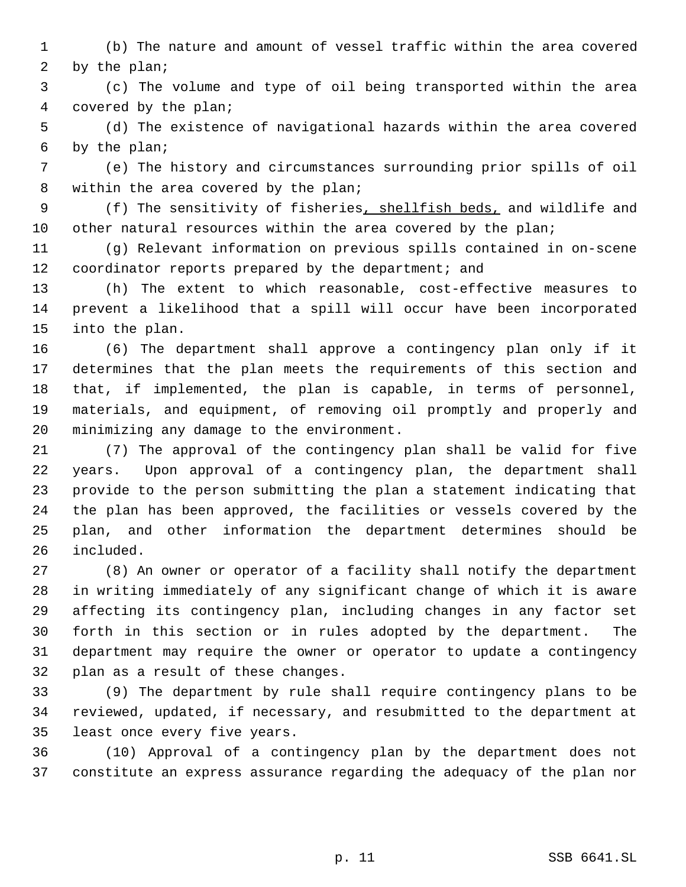(b) The nature and amount of vessel traffic within the area covered by the plan;

(c) The volume and type of oil being transported within the area covered by the plan;

(d) The existence of navigational hazards within the area covered by the plan;

(e) The history and circumstances surrounding prior spills of oil within the area covered by the plan;

(f) The sensitivity of fisheries, shellfish beds, and wildlife and other natural resources within the area covered by the plan;

(g) Relevant information on previous spills contained in on-scene coordinator reports prepared by the department; and

(h) The extent to which reasonable, cost-effective measures to prevent a likelihood that a spill will occur have been incorporated into the plan.

(6) The department shall approve a contingency plan only if it determines that the plan meets the requirements of this section and that, if implemented, the plan is capable, in terms of personnel, materials, and equipment, of removing oil promptly and properly and minimizing any damage to the environment.

(7) The approval of the contingency plan shall be valid for five years. Upon approval of a contingency plan, the department shall provide to the person submitting the plan a statement indicating that the plan has been approved, the facilities or vessels covered by the plan, and other information the department determines should be included.

(8) An owner or operator of a facility shall notify the department in writing immediately of any significant change of which it is aware affecting its contingency plan, including changes in any factor set forth in this section or in rules adopted by the department. The department may require the owner or operator to update a contingency plan as a result of these changes.

(9) The department by rule shall require contingency plans to be reviewed, updated, if necessary, and resubmitted to the department at least once every five years.

(10) Approval of a contingency plan by the department does not constitute an express assurance regarding the adequacy of the plan nor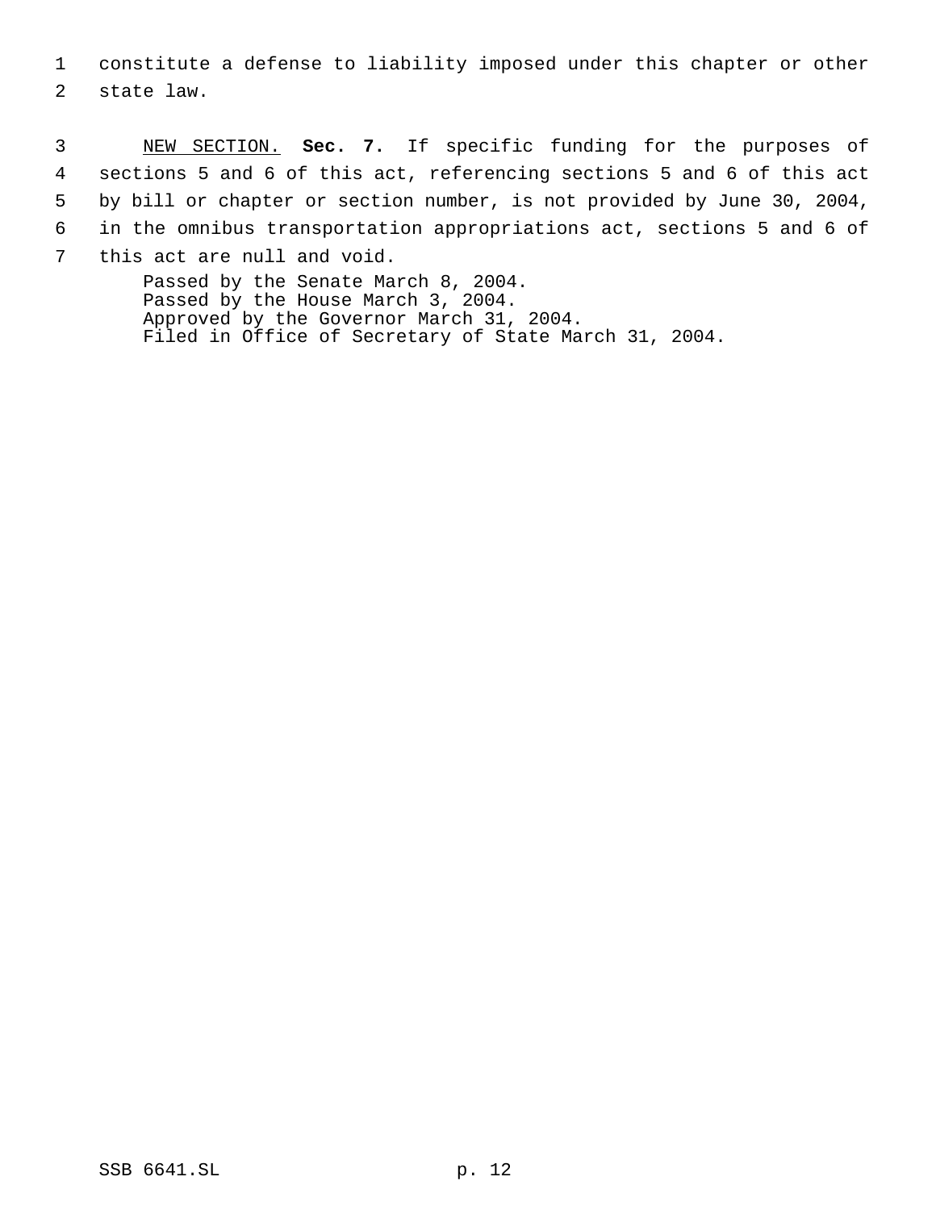constitute a defense to liability imposed under this chapter or other state law.

NEW SECTION. **Sec. 7.** If specific funding for the purposes of sections 5 and 6 of this act, referencing sections 5 and 6 of this act by bill or chapter or section number, is not provided by June 30, 2004, in the omnibus transportation appropriations act, sections 5 and 6 of this act are null and void.

Passed by the Senate March 8, 2004.
Passed by the House March 3, 2004.
Approved by the Governor March 31, 2004.
Filed in Office of Secretary of State March 31, 2004.